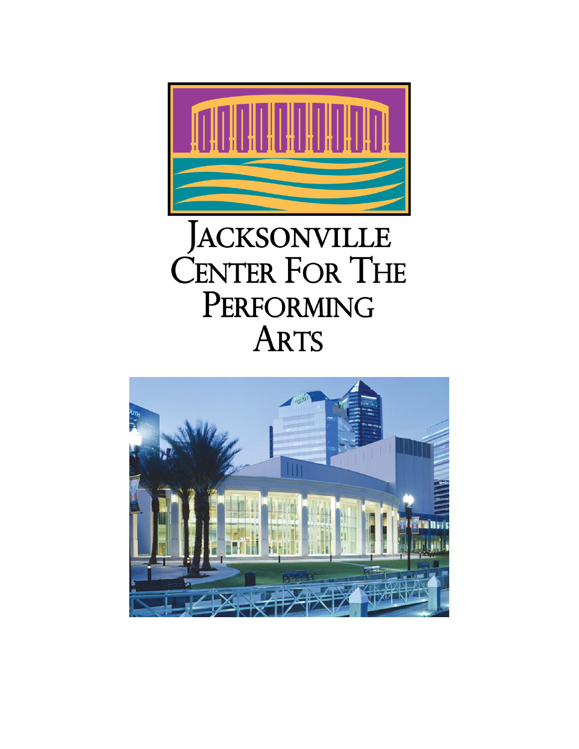# Jacksonville Center For The Performing Arts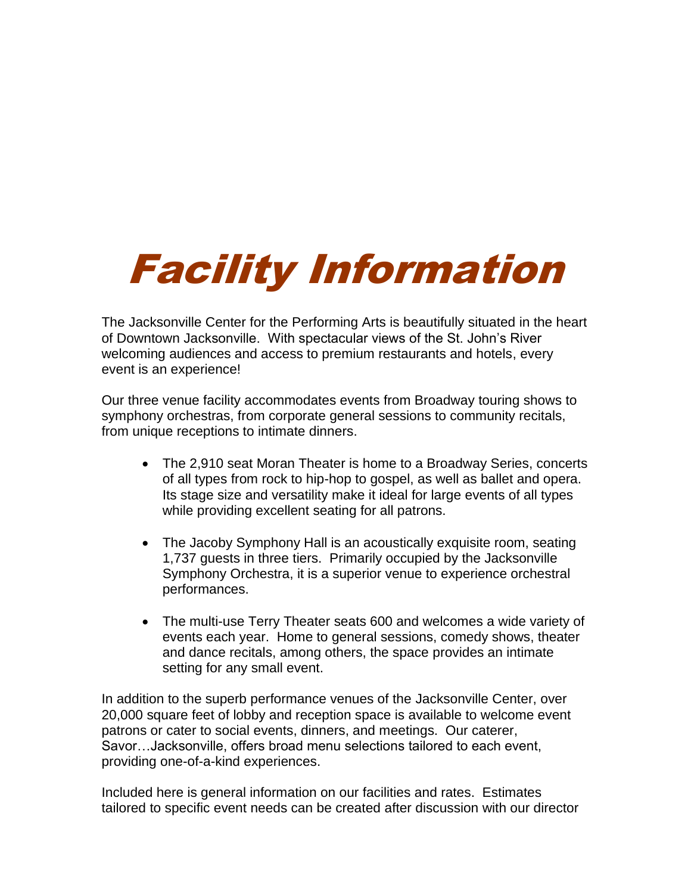# Facility Information

The Jacksonville Center for the Performing Arts is beautifully situated in the heart of Downtown Jacksonville. With spectacular views of the St. John's River welcoming audiences and access to premium restaurants and hotels, every event is an experience!

Our three venue facility accommodates events from Broadway touring shows to symphony orchestras, from corporate general sessions to community recitals, from unique receptions to intimate dinners.

- The 2,910 seat Moran Theater is home to a Broadway Series, concerts of all types from rock to hip-hop to gospel, as well as ballet and opera. Its stage size and versatility make it ideal for large events of all types while providing excellent seating for all patrons.

- The Jacoby Symphony Hall is an acoustically exquisite room, seating 1,737 guests in three tiers. Primarily occupied by the Jacksonville Symphony Orchestra, it is a superior venue to experience orchestral performances.

- The multi-use Terry Theater seats 600 and welcomes a wide variety of events each year. Home to general sessions, comedy shows, theater and dance recitals, among others, the space provides an intimate setting for any small event.

In addition to the superb performance venues of the Jacksonville Center, over 20,000 square feet of lobby and reception space is available to welcome event patrons or cater to social events, dinners, and meetings. Our caterer, Savor…Jacksonville, offers broad menu selections tailored to each event, providing one-of-a-kind experiences.

Included here is general information on our facilities and rates. Estimates tailored to specific event needs can be created after discussion with our director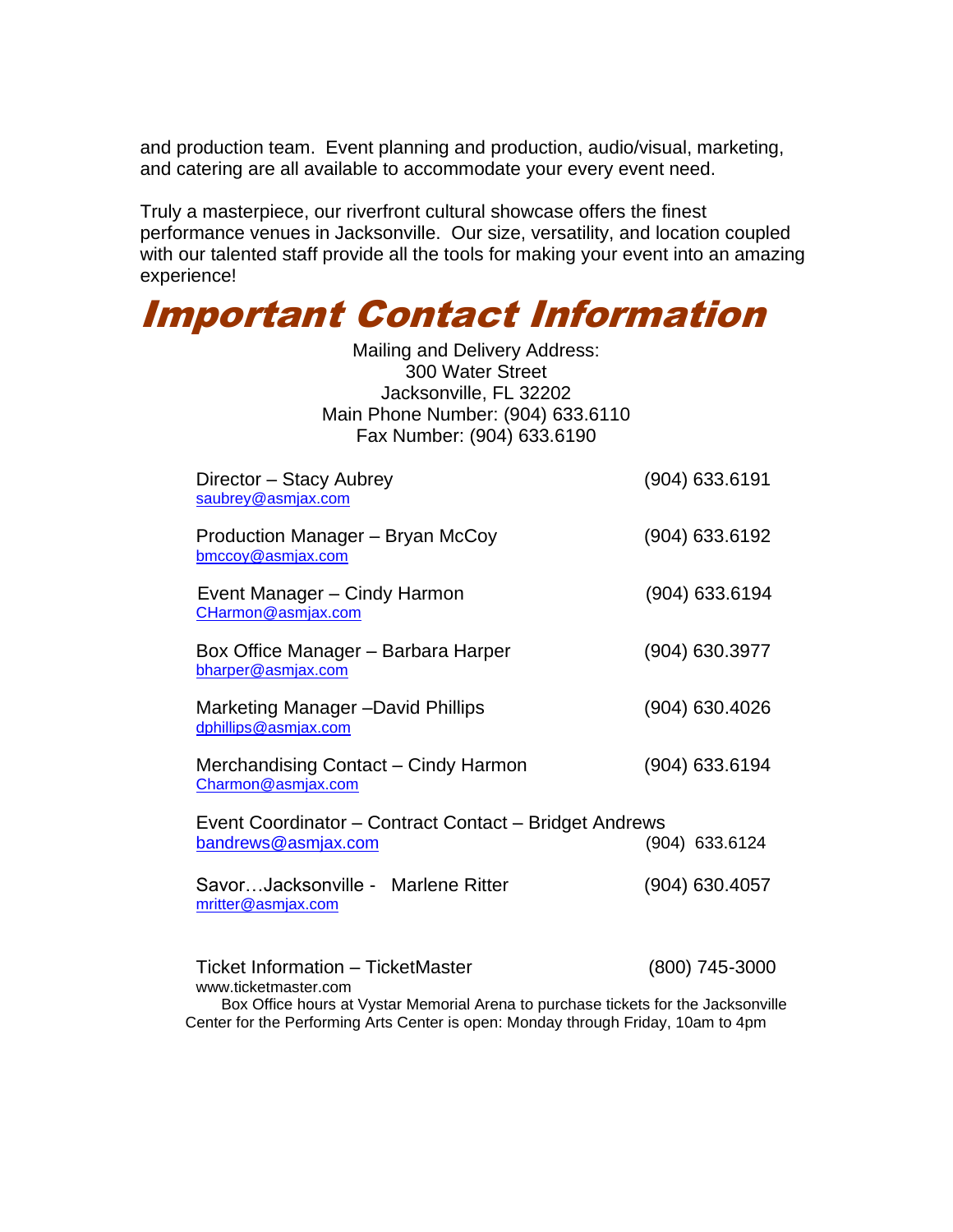and production team. Event planning and production, audio/visual, marketing, and catering are all available to accommodate your every event need.

Truly a masterpiece, our riverfront cultural showcase offers the finest performance venues in Jacksonville. Our size, versatility, and location coupled with our talented staff provide all the tools for making your event into an amazing experience!

# *Important Contact Information*

Mailing and Delivery Address:
300 Water Street
Jacksonville, FL 32202
Main Phone Number: (904) 633.6110
Fax Number: (904) 633.6190

Director – Stacy Aubrey (904) 633.6191
saubrey@asmjax.com

Production Manager – Bryan McCoy (904) 633.6192
bmccoy@asmjax.com

Event Manager – Cindy Harmon (904) 633.6194
CHarmon@asmjax.com

Box Office Manager – Barbara Harper (904) 630.3977
bharper@asmjax.com

Marketing Manager –David Phillips (904) 630.4026
dphillips@asmjax.com

Merchandising Contact – Cindy Harmon (904) 633.6194
Charmon@asmjax.com

Event Coordinator – Contract Contact – Bridget Andrews
bandrews@asmjax.com (904) 633.6124

Savor…Jacksonville - Marlene Ritter (904) 630.4057
mritter@asmjax.com

Ticket Information – TicketMaster (800) 745-3000
www.ticketmaster.com

Box Office hours at Vystar Memorial Arena to purchase tickets for the Jacksonville Center for the Performing Arts Center is open: Monday through Friday, 10am to 4pm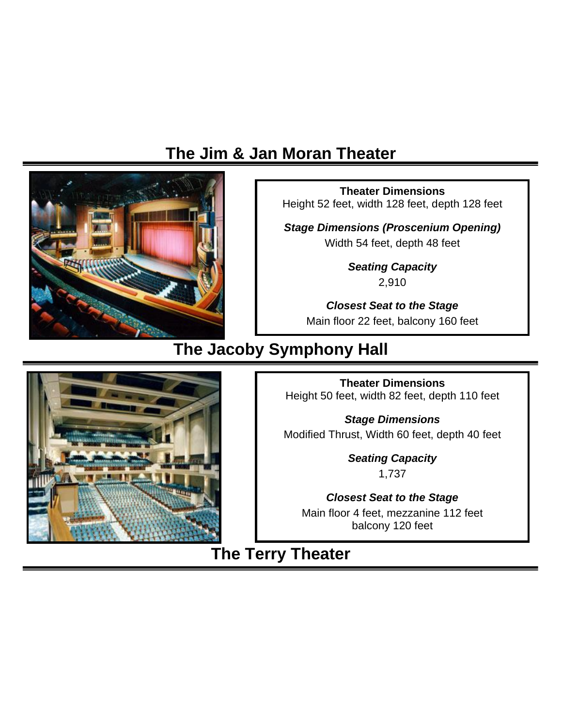## The Jim & Jan Moran Theater

**Theater Dimensions**
Height 52 feet, width 128 feet, depth 128 feet

***Stage Dimensions (Proscenium Opening)***
Width 54 feet, depth 48 feet

***Seating Capacity***
2,910

***Closest Seat to the Stage***
Main floor 22 feet, balcony 160 feet

## The Jacoby Symphony Hall

**Theater Dimensions**
Height 50 feet, width 82 feet, depth 110 feet

***Stage Dimensions***
Modified Thrust, Width 60 feet, depth 40 feet

***Seating Capacity***
1,737

***Closest Seat to the Stage***
Main floor 4 feet, mezzanine 112 feet
balcony 120 feet

## The Terry Theater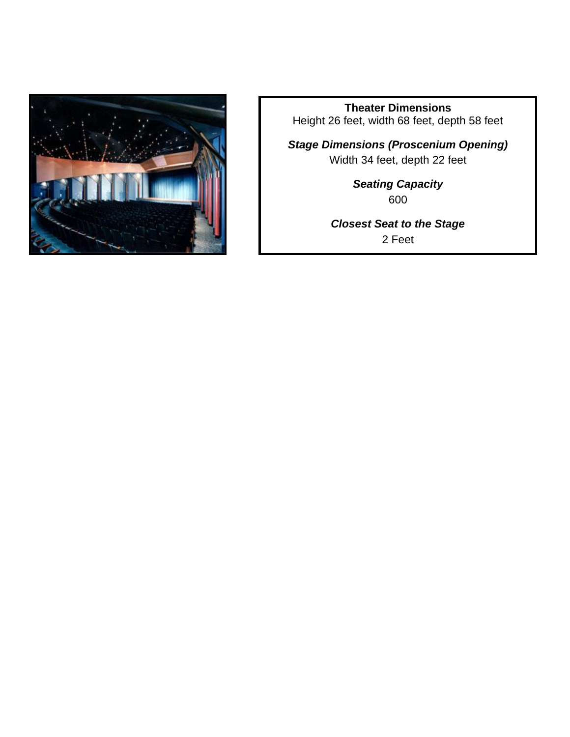**Theater Dimensions**
Height 26 feet, width 68 feet, depth 58 feet

***Stage Dimensions (Proscenium Opening)***
Width 34 feet, depth 22 feet

***Seating Capacity***
600

***Closest Seat to the Stage***
2 Feet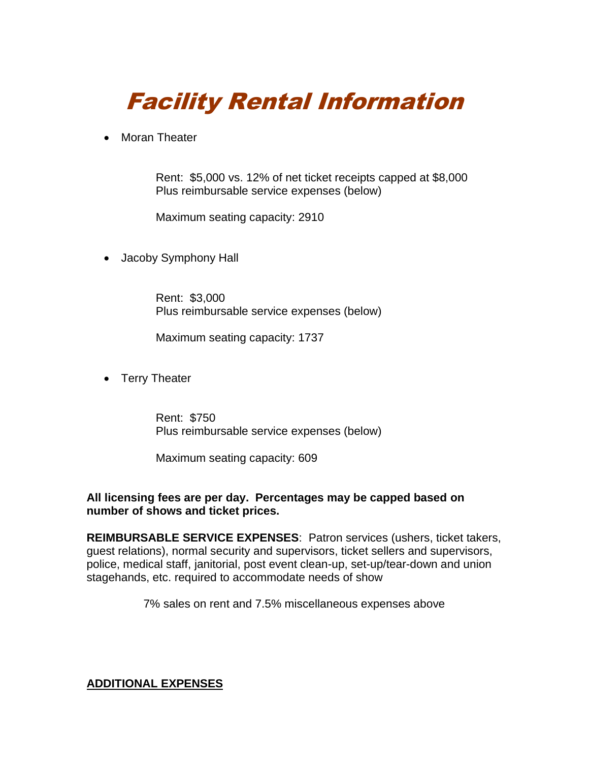# Facility Rental Information

- Moran Theater

  Rent: $5,000 vs. 12% of net ticket receipts capped at $8,000
  Plus reimbursable service expenses (below)

  Maximum seating capacity: 2910

- Jacoby Symphony Hall

  Rent: $3,000
  Plus reimbursable service expenses (below)

  Maximum seating capacity: 1737

- Terry Theater

  Rent: $750
  Plus reimbursable service expenses (below)

  Maximum seating capacity: 609

**All licensing fees are per day. Percentages may be capped based on number of shows and ticket prices.**

**REIMBURSABLE SERVICE EXPENSES**: Patron services (ushers, ticket takers, guest relations), normal security and supervisors, ticket sellers and supervisors, police, medical staff, janitorial, post event clean-up, set-up/tear-down and union stagehands, etc. required to accommodate needs of show

7% sales on rent and 7.5% miscellaneous expenses above

**<u>ADDITIONAL EXPENSES</u>**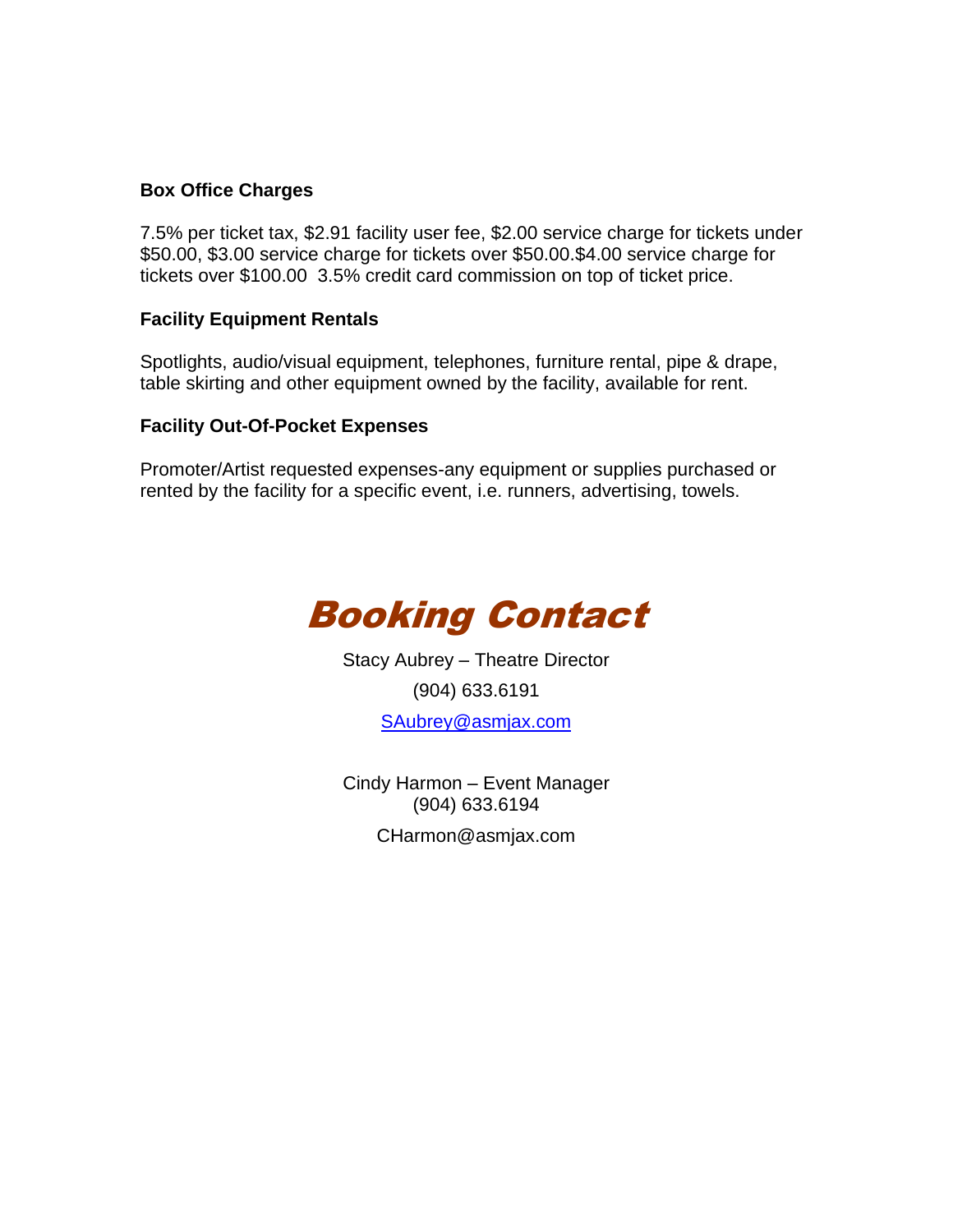### Box Office Charges

7.5% per ticket tax, $2.91 facility user fee, $2.00 service charge for tickets under $50.00, $3.00 service charge for tickets over $50.00.$4.00 service charge for tickets over $100.00  3.5% credit card commission on top of ticket price.

### Facility Equipment Rentals

Spotlights, audio/visual equipment, telephones, furniture rental, pipe & drape, table skirting and other equipment owned by the facility, available for rent.

### Facility Out-Of-Pocket Expenses

Promoter/Artist requested expenses-any equipment or supplies purchased or rented by the facility for a specific event, i.e. runners, advertising, towels.

## *Booking Contact*

Stacy Aubrey – Theatre Director

(904) 633.6191

SAubrey@asmjax.com

Cindy Harmon – Event Manager
(904) 633.6194

CHarmon@asmjax.com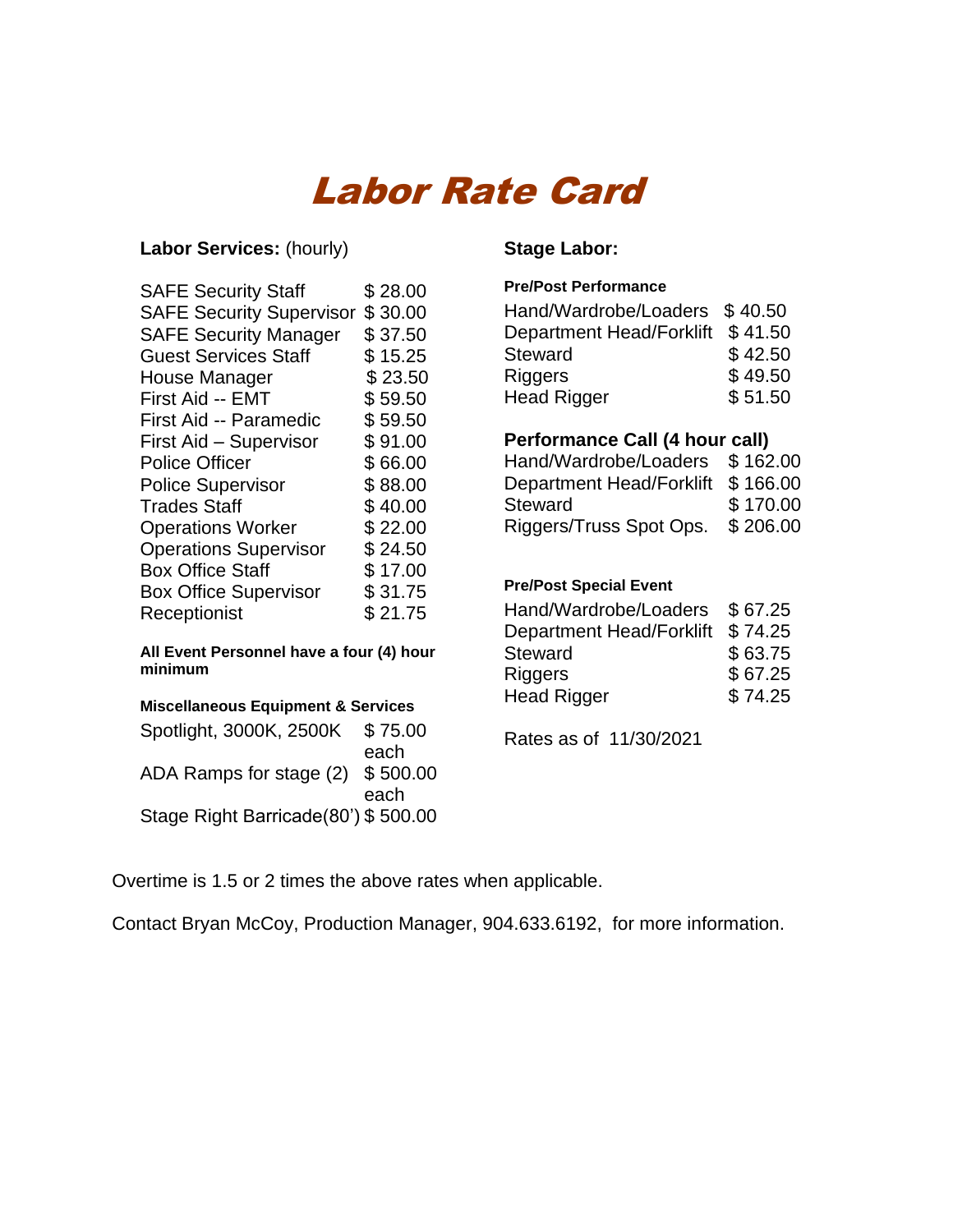# Labor Rate Card

## Labor Services: (hourly)

| Position | Rate |
|---|---|
| SAFE Security Staff | $ 28.00 |
| SAFE Security Supervisor | $ 30.00 |
| SAFE Security Manager | $ 37.50 |
| Guest Services Staff | $ 15.25 |
| House Manager | $ 23.50 |
| First Aid -- EMT | $ 59.50 |
| First Aid -- Paramedic | $ 59.50 |
| First Aid – Supervisor | $ 91.00 |
| Police Officer | $ 66.00 |
| Police Supervisor | $ 88.00 |
| Trades Staff | $ 40.00 |
| Operations Worker | $ 22.00 |
| Operations Supervisor | $ 24.50 |
| Box Office Staff | $ 17.00 |
| Box Office Supervisor | $ 31.75 |
| Receptionist | $ 21.75 |

**All Event Personnel have a four (4) hour minimum**

**Miscellaneous Equipment & Services**

| Item | Rate |
|---|---|
| Spotlight, 3000K, 2500K | $ 75.00 each |
| ADA Ramps for stage (2) | $ 500.00 each |
| Stage Right Barricade(80') | $ 500.00 |

## Stage Labor:

**Pre/Post Performance**

| Position | Rate |
|---|---|
| Hand/Wardrobe/Loaders | $ 40.50 |
| Department Head/Forklift | $ 41.50 |
| Steward | $ 42.50 |
| Riggers | $ 49.50 |
| Head Rigger | $ 51.50 |

**Performance Call (4 hour call)**

| Position | Rate |
|---|---|
| Hand/Wardrobe/Loaders | $ 162.00 |
| Department Head/Forklift | $ 166.00 |
| Steward | $ 170.00 |
| Riggers/Truss Spot Ops. | $ 206.00 |

**Pre/Post Special Event**

| Position | Rate |
|---|---|
| Hand/Wardrobe/Loaders | $ 67.25 |
| Department Head/Forklift | $ 74.25 |
| Steward | $ 63.75 |
| Riggers | $ 67.25 |
| Head Rigger | $ 74.25 |

Rates as of 11/30/2021

Overtime is 1.5 or 2 times the above rates when applicable.

Contact Bryan McCoy, Production Manager, 904.633.6192, for more information.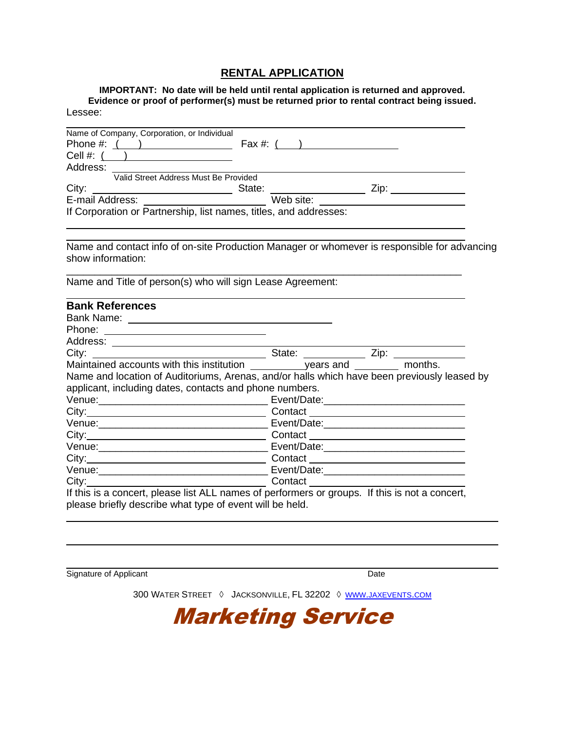# RENTAL APPLICATION

**IMPORTANT: No date will be held until rental application is returned and approved. Evidence or proof of performer(s) must be returned prior to rental contract being issued.**

Lessee:

\_\_\_\_\_\_\_\_\_\_\_\_\_\_\_\_\_\_\_\_\_\_\_\_\_\_\_\_\_\_\_\_\_\_\_\_\_\_\_\_\_\_\_\_\_\_\_\_\_\_\_\_\_\_\_\_\_\_\_\_\_\_\_\_\_\_

Name of Company, Corporation, or Individual

Phone #: ( ) \_\_\_\_\_\_\_\_\_\_\_\_\_\_\_\_ Fax #: ( ) \_\_\_\_\_\_\_\_\_\_\_\_\_\_\_\_

Cell #: ( ) \_\_\_\_\_\_\_\_\_\_\_\_\_\_\_\_

Address: \_\_\_\_\_\_\_\_\_\_\_\_\_\_\_\_\_\_\_\_\_\_\_\_\_\_\_\_\_\_\_\_\_\_\_\_\_\_\_\_\_\_\_\_\_\_\_\_\_\_\_\_\_\_\_\_

Valid Street Address Must Be Provided

City: \_\_\_\_\_\_\_\_\_\_\_\_\_\_\_\_\_\_\_\_ State: \_\_\_\_\_\_\_\_\_\_\_\_\_\_ Zip: \_\_\_\_\_\_\_\_\_\_

E-mail Address: \_\_\_\_\_\_\_\_\_\_\_\_\_\_\_\_\_\_ Web site: \_\_\_\_\_\_\_\_\_\_\_\_\_\_\_\_\_\_\_\_

If Corporation or Partnership, list names, titles, and addresses:

\_\_\_\_\_\_\_\_\_\_\_\_\_\_\_\_\_\_\_\_\_\_\_\_\_\_\_\_\_\_\_\_\_\_\_\_\_\_\_\_\_\_\_\_\_\_\_\_\_\_\_\_\_\_\_\_\_\_\_\_\_\_\_\_\_\_

\_\_\_\_\_\_\_\_\_\_\_\_\_\_\_\_\_\_\_\_\_\_\_\_\_\_\_\_\_\_\_\_\_\_\_\_\_\_\_\_\_\_\_\_\_\_\_\_\_\_\_\_\_\_\_\_\_\_\_\_\_\_\_\_\_\_

Name and contact info of on-site Production Manager or whomever is responsible for advancing show information:

\_\_\_\_\_\_\_\_\_\_\_\_\_\_\_\_\_\_\_\_\_\_\_\_\_\_\_\_\_\_\_\_\_\_\_\_\_\_\_\_\_\_\_\_\_\_\_\_\_\_\_\_\_\_\_\_\_\_\_\_\_\_\_\_\_\_

Name and Title of person(s) who will sign Lease Agreement:

\_\_\_\_\_\_\_\_\_\_\_\_\_\_\_\_\_\_\_\_\_\_\_\_\_\_\_\_\_\_\_\_\_\_\_\_\_\_\_\_\_\_\_\_\_\_\_\_\_\_\_\_\_\_\_\_\_\_\_\_\_\_\_\_\_\_

## Bank References

Bank Name: \_\_\_\_\_\_\_\_\_\_\_\_\_\_\_\_\_\_\_\_\_\_\_\_\_\_\_\_\_\_\_\_\_\_\_\_

Phone: \_\_\_\_\_\_\_\_\_\_\_\_\_\_\_\_\_\_\_\_\_\_\_\_\_\_

Address: \_\_\_\_\_\_\_\_\_\_\_\_\_\_\_\_\_\_\_\_\_\_\_\_\_\_\_\_\_\_\_\_\_\_\_\_\_\_\_\_\_\_\_\_\_\_\_\_\_\_\_\_\_\_\_\_

City: \_\_\_\_\_\_\_\_\_\_\_\_\_\_\_\_\_\_\_\_\_\_\_\_\_\_\_ State: \_\_\_\_\_\_\_\_\_ Zip: \_\_\_\_\_\_\_\_\_\_

Maintained accounts with this institution \_\_\_\_\_\_\_\_\_years and \_\_\_\_\_\_\_ months.

Name and location of Auditoriums, Arenas, and/or halls which have been previously leased by applicant, including dates, contacts and phone numbers.

Venue:\_\_\_\_\_\_\_\_\_\_\_\_\_\_\_\_\_\_\_\_\_\_\_\_\_\_\_\_ Event/Date:\_\_\_\_\_\_\_\_\_\_\_\_\_\_\_\_\_\_\_\_\_\_

City:\_\_\_\_\_\_\_\_\_\_\_\_\_\_\_\_\_\_\_\_\_\_\_\_\_\_\_\_\_\_ Contact \_\_\_\_\_\_\_\_\_\_\_\_\_\_\_\_\_\_\_\_\_\_\_

Venue:\_\_\_\_\_\_\_\_\_\_\_\_\_\_\_\_\_\_\_\_\_\_\_\_\_\_\_\_ Event/Date:\_\_\_\_\_\_\_\_\_\_\_\_\_\_\_\_\_\_\_\_\_\_

City:\_\_\_\_\_\_\_\_\_\_\_\_\_\_\_\_\_\_\_\_\_\_\_\_\_\_\_\_\_\_ Contact \_\_\_\_\_\_\_\_\_\_\_\_\_\_\_\_\_\_\_\_\_\_\_

Venue:\_\_\_\_\_\_\_\_\_\_\_\_\_\_\_\_\_\_\_\_\_\_\_\_\_\_\_\_ Event/Date:\_\_\_\_\_\_\_\_\_\_\_\_\_\_\_\_\_\_\_\_\_\_

City:\_\_\_\_\_\_\_\_\_\_\_\_\_\_\_\_\_\_\_\_\_\_\_\_\_\_\_\_\_\_ Contact \_\_\_\_\_\_\_\_\_\_\_\_\_\_\_\_\_\_\_\_\_\_\_

Venue:\_\_\_\_\_\_\_\_\_\_\_\_\_\_\_\_\_\_\_\_\_\_\_\_\_\_\_\_ Event/Date:\_\_\_\_\_\_\_\_\_\_\_\_\_\_\_\_\_\_\_\_\_\_

City:\_\_\_\_\_\_\_\_\_\_\_\_\_\_\_\_\_\_\_\_\_\_\_\_\_\_\_\_\_\_ Contact \_\_\_\_\_\_\_\_\_\_\_\_\_\_\_\_\_\_\_\_\_\_\_

If this is a concert, please list ALL names of performers or groups. If this is not a concert, please briefly describe what type of event will be held.

\_\_\_\_\_\_\_\_\_\_\_\_\_\_\_\_\_\_\_\_\_\_\_\_\_\_\_\_\_\_\_\_\_\_\_\_\_\_\_\_\_\_\_\_\_\_\_\_\_\_\_\_\_\_\_\_\_\_\_\_\_\_\_\_\_\_

\_\_\_\_\_\_\_\_\_\_\_\_\_\_\_\_\_\_\_\_\_\_\_\_\_\_\_\_\_\_\_\_\_\_\_\_\_\_\_\_\_\_\_\_\_\_\_\_\_\_\_\_\_\_\_\_\_\_\_\_\_\_\_\_\_\_

\_\_\_\_\_\_\_\_\_\_\_\_\_\_\_\_\_\_\_\_\_\_\_\_\_\_\_\_\_\_\_\_\_\_\_\_\_\_\_\_\_\_\_\_\_\_\_\_\_\_\_\_\_\_\_\_\_\_\_\_\_\_\_\_\_\_

Signature of Applicant Date

300 WATER STREET ◊ JACKSONVILLE, FL 32202 ◊ WWW.JAXEVENTS.COM

***Marketing Service***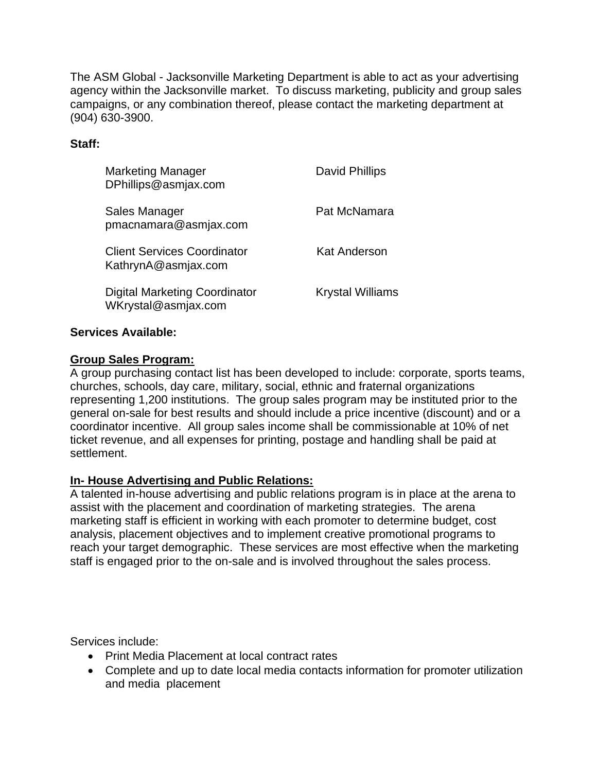The ASM Global - Jacksonville Marketing Department is able to act as your advertising agency within the Jacksonville market. To discuss marketing, publicity and group sales campaigns, or any combination thereof, please contact the marketing department at (904) 630-3900.

**Staff:**

| | |
|---|---|
| Marketing Manager<br>DPhillips@asmjax.com | David Phillips |
| Sales Manager<br>pmacnamara@asmjax.com | Pat McNamara |
| Client Services Coordinator<br>KathrynA@asmjax.com | Kat Anderson |
| Digital Marketing Coordinator<br>WKrystal@asmjax.com | Krystal Williams |

**Services Available:**

**<u>Group Sales Program:</u>**
A group purchasing contact list has been developed to include: corporate, sports teams, churches, schools, day care, military, social, ethnic and fraternal organizations representing 1,200 institutions. The group sales program may be instituted prior to the general on-sale for best results and should include a price incentive (discount) and or a coordinator incentive. All group sales income shall be commissionable at 10% of net ticket revenue, and all expenses for printing, postage and handling shall be paid at settlement.

**<u>In- House Advertising and Public Relations:</u>**
A talented in-house advertising and public relations program is in place at the arena to assist with the placement and coordination of marketing strategies. The arena marketing staff is efficient in working with each promoter to determine budget, cost analysis, placement objectives and to implement creative promotional programs to reach your target demographic. These services are most effective when the marketing staff is engaged prior to the on-sale and is involved throughout the sales process.

Services include:

- Print Media Placement at local contract rates
- Complete and up to date local media contacts information for promoter utilization and media placement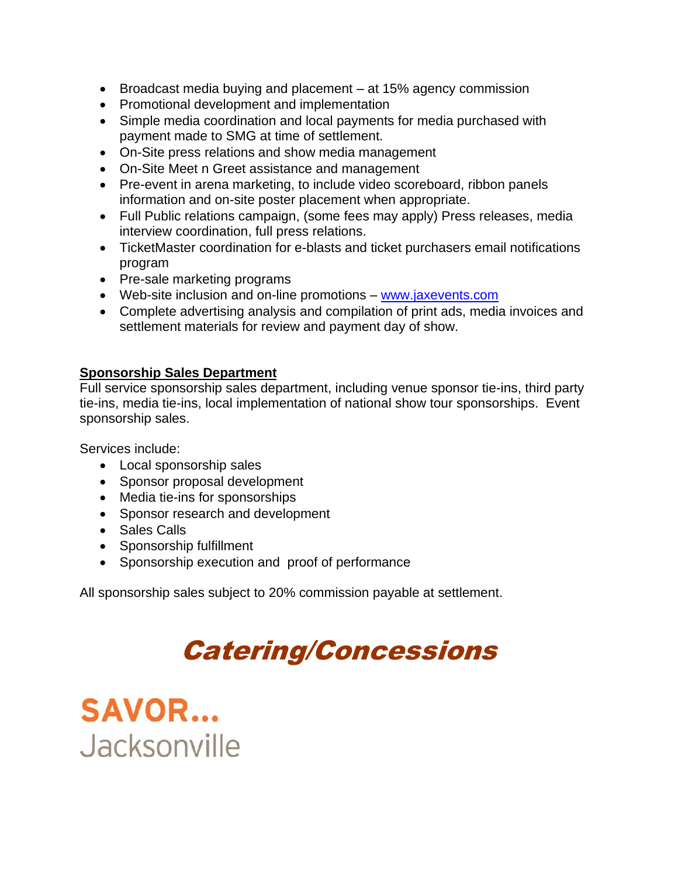- Broadcast media buying and placement – at 15% agency commission
- Promotional development and implementation
- Simple media coordination and local payments for media purchased with payment made to SMG at time of settlement.
- On-Site press relations and show media management
- On-Site Meet n Greet assistance and management
- Pre-event in arena marketing, to include video scoreboard, ribbon panels information and on-site poster placement when appropriate.
- Full Public relations campaign, (some fees may apply) Press releases, media interview coordination, full press relations.
- TicketMaster coordination for e-blasts and ticket purchasers email notifications program
- Pre-sale marketing programs
- Web-site inclusion and on-line promotions – [www.jaxevents.com](http://www.jaxevents.com)
- Complete advertising analysis and compilation of print ads, media invoices and settlement materials for review and payment day of show.

**Sponsorship Sales Department**

Full service sponsorship sales department, including venue sponsor tie-ins, third party tie-ins, media tie-ins, local implementation of national show tour sponsorships. Event sponsorship sales.

Services include:

- Local sponsorship sales
- Sponsor proposal development
- Media tie-ins for sponsorships
- Sponsor research and development
- Sales Calls
- Sponsorship fulfillment
- Sponsorship execution and proof of performance

All sponsorship sales subject to 20% commission payable at settlement.

# *Catering/Concessions*

**SAVOR...**
Jacksonville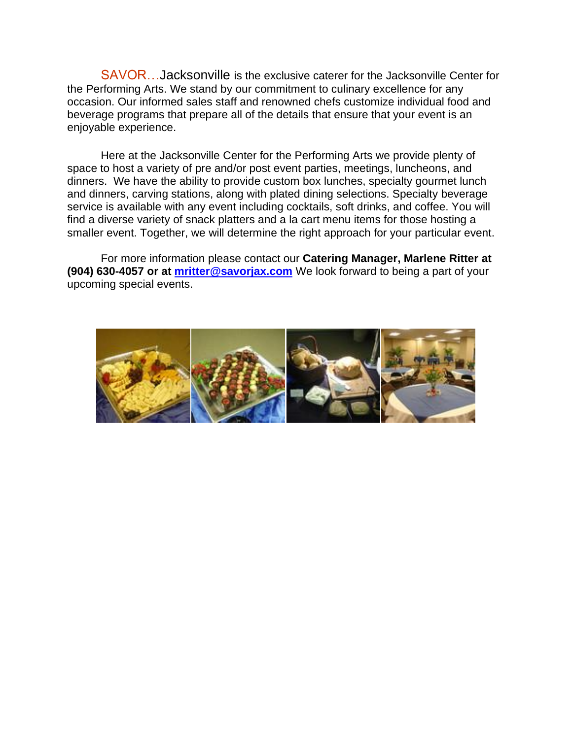SAVOR…Jacksonville is the exclusive caterer for the Jacksonville Center for the Performing Arts. We stand by our commitment to culinary excellence for any occasion. Our informed sales staff and renowned chefs customize individual food and beverage programs that prepare all of the details that ensure that your event is an enjoyable experience.

Here at the Jacksonville Center for the Performing Arts we provide plenty of space to host a variety of pre and/or post event parties, meetings, luncheons, and dinners. We have the ability to provide custom box lunches, specialty gourmet lunch and dinners, carving stations, along with plated dining selections. Specialty beverage service is available with any event including cocktails, soft drinks, and coffee. You will find a diverse variety of snack platters and a la cart menu items for those hosting a smaller event. Together, we will determine the right approach for your particular event.

For more information please contact our **Catering Manager, Marlene Ritter at (904) 630-4057 or at [mritter@savorjax.com](mailto:mritter@savorjax.com)** We look forward to being a part of your upcoming special events.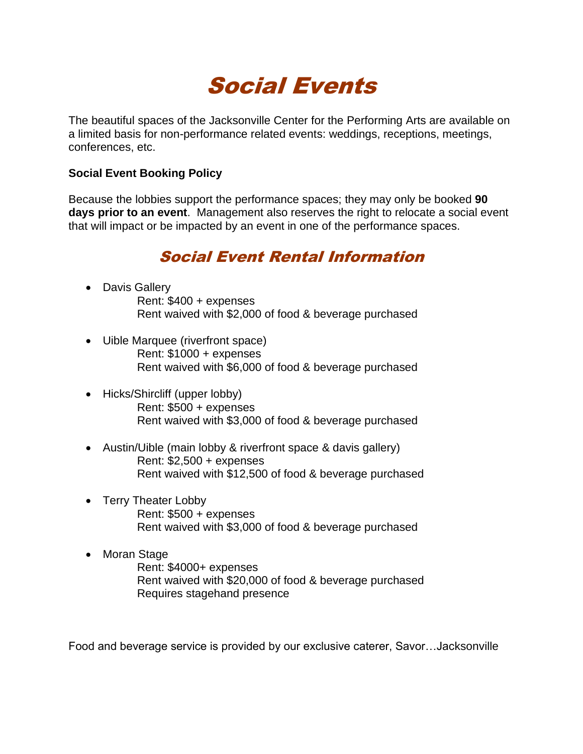# Social Events

The beautiful spaces of the Jacksonville Center for the Performing Arts are available on a limited basis for non-performance related events: weddings, receptions, meetings, conferences, etc.

**Social Event Booking Policy**

Because the lobbies support the performance spaces; they may only be booked **90 days prior to an event**. Management also reserves the right to relocate a social event that will impact or be impacted by an event in one of the performance spaces.

## Social Event Rental Information

- Davis Gallery
  Rent: $400 + expenses
  Rent waived with $2,000 of food & beverage purchased

- Uible Marquee (riverfront space)
  Rent: $1000 + expenses
  Rent waived with $6,000 of food & beverage purchased

- Hicks/Shircliff (upper lobby)
  Rent: $500 + expenses
  Rent waived with $3,000 of food & beverage purchased

- Austin/Uible (main lobby & riverfront space & davis gallery)
  Rent: $2,500 + expenses
  Rent waived with $12,500 of food & beverage purchased

- Terry Theater Lobby
  Rent: $500 + expenses
  Rent waived with $3,000 of food & beverage purchased

- Moran Stage
  Rent: $4000+ expenses
  Rent waived with $20,000 of food & beverage purchased
  Requires stagehand presence

Food and beverage service is provided by our exclusive caterer, Savor…Jacksonville